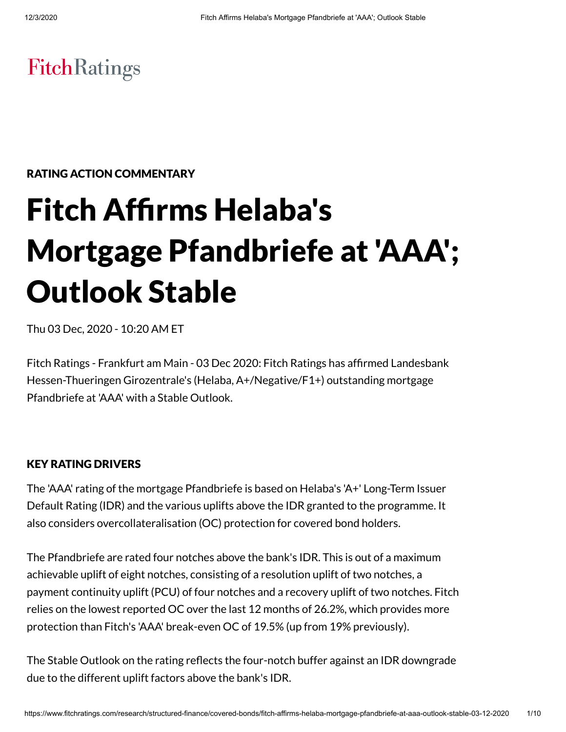FitchRatings

RATING ACTION COMMENTARY

# Fitch Affirms Helaba's Mortgage Pfandbriefe at 'AAA'; Outlook Stable

Thu 03 Dec, 2020 - 10:20 AM ET

Fitch Ratings - Frankfurt am Main - 03 Dec 2020: Fitch Ratings has affirmed Landesbank Hessen-Thueringen Girozentrale's (Helaba, A+/Negative/F1+) outstanding mortgage Pfandbriefe at 'AAA' with a Stable Outlook.

## KEY RATING DRIVERS

The 'AAA' rating of the mortgage Pfandbriefe is based on Helaba's 'A+' Long-Term Issuer Default Rating (IDR) and the various uplifts above the IDR granted to the programme. It also considers overcollateralisation (OC) protection for covered bond holders.

The Pfandbriefe are rated four notches above the bank's IDR. This is out of a maximum achievable uplift of eight notches, consisting of a resolution uplift of two notches, a payment continuity uplift (PCU) of four notches and a recovery uplift of two notches. Fitch relies on the lowest reported OC over the last 12 months of 26.2%, which provides more protection than Fitch's 'AAA' break-even OC of 19.5% (up from 19% previously).

The Stable Outlook on the rating reflects the four-notch buffer against an IDR downgrade due to the different uplift factors above the bank's IDR.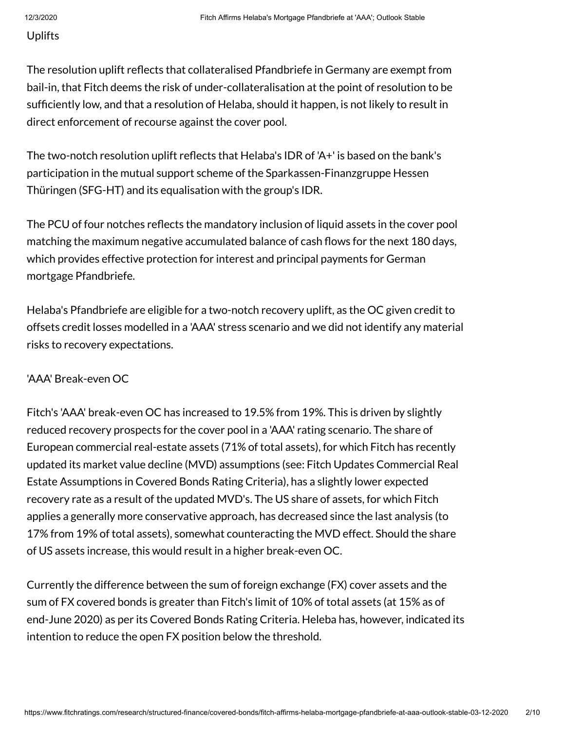Uplifts

The resolution uplift reflects that collateralised Pfandbriefe in Germany are exempt from bail-in, that Fitch deems the risk of under-collateralisation at the point of resolution to be sufficiently low, and that a resolution of Helaba, should it happen, is not likely to result in direct enforcement of recourse against the cover pool.

The two-notch resolution uplift reflects that Helaba's IDR of 'A+' is based on the bank's participation in the mutual support scheme of the Sparkassen-Finanzgruppe Hessen Thüringen (SFG-HT) and its equalisation with the group's IDR.

The PCU of four notches reflects the mandatory inclusion of liquid assets in the cover pool matching the maximum negative accumulated balance of cash flows for the next 180 days, which provides effective protection for interest and principal payments for German mortgage Pfandbriefe.

Helaba's Pfandbriefe are eligible for a two-notch recovery uplift, as the OC given credit to offsets credit losses modelled in a 'AAA' stress scenario and we did not identify any material risks to recovery expectations.

'AAA' Break-even OC

Fitch's 'AAA' break-even OC has increased to 19.5% from 19%. This is driven by slightly reduced recovery prospects for the cover pool in a 'AAA' rating scenario. The share of European commercial real-estate assets (71% of total assets), for which Fitch has recently updated its market value decline (MVD) assumptions (see: Fitch Updates Commercial Real Estate Assumptions in Covered Bonds Rating Criteria), has a slightly lower expected recovery rate as a result of the updated MVD's. The US share of assets, for which Fitch applies a generally more conservative approach, has decreased since the last analysis (to 17% from 19% of total assets), somewhat counteracting the MVD effect. Should the share of US assets increase, this would result in a higher break-even OC.

Currently the difference between the sum of foreign exchange (FX) cover assets and the sum of FX covered bonds is greater than Fitch's limit of 10% of total assets (at 15% as of end-June 2020) as per its Covered Bonds Rating Criteria. Heleba has, however, indicated its intention to reduce the open FX position below the threshold.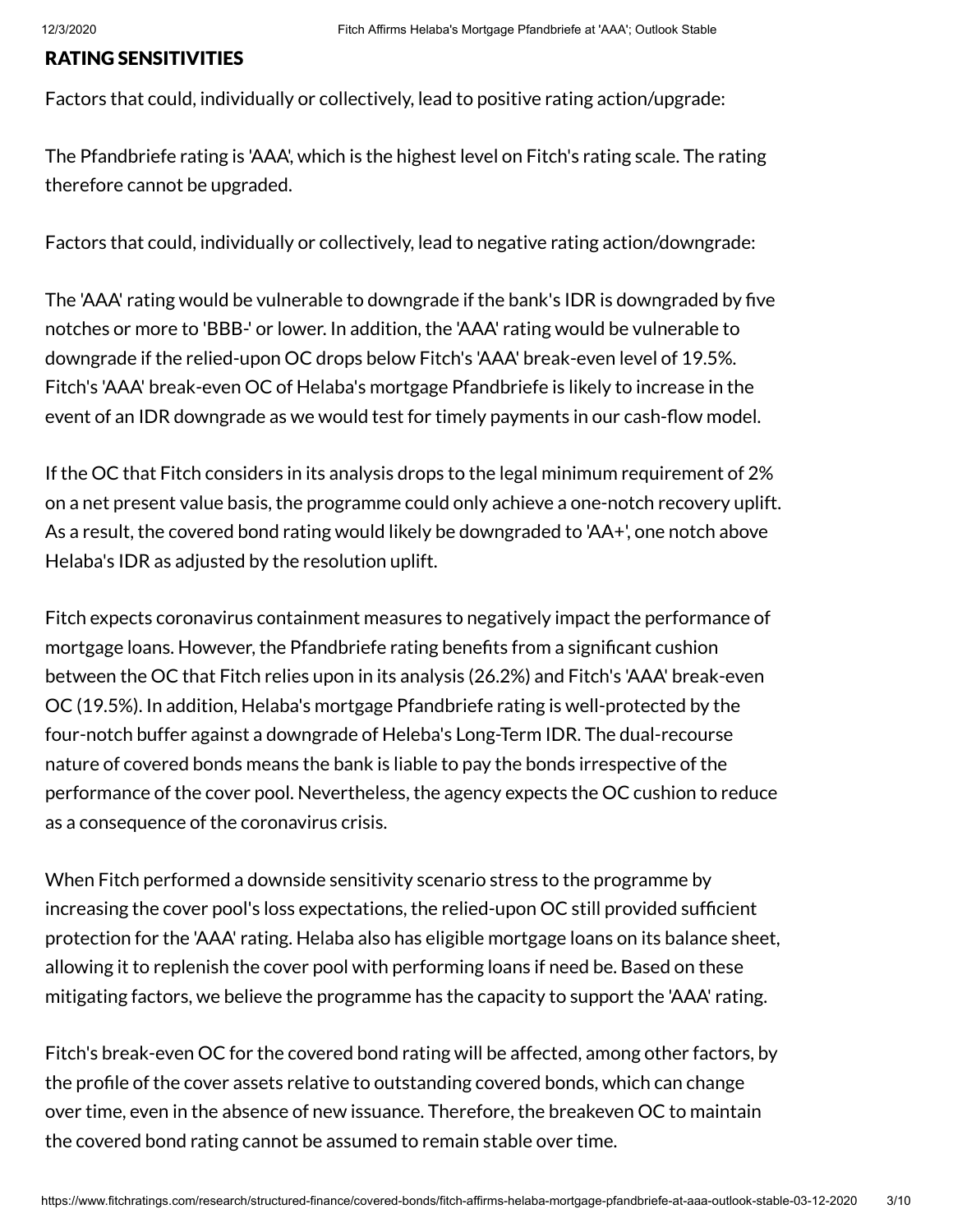## RATING SENSITIVITIES

Factors that could, individually or collectively, lead to positive rating action/upgrade:

The Pfandbriefe rating is 'AAA', which is the highest level on Fitch's rating scale. The rating therefore cannot be upgraded.

Factors that could, individually or collectively, lead to negative rating action/downgrade:

The 'AAA' rating would be vulnerable to downgrade if the bank's IDR is downgraded by five notches or more to 'BBB-' or lower. In addition, the 'AAA' rating would be vulnerable to downgrade if the relied-upon OC drops below Fitch's 'AAA' break-even level of 19.5%. Fitch's 'AAA' break-even OC of Helaba's mortgage Pfandbriefe is likely to increase in the event of an IDR downgrade as we would test for timely payments in our cash-flow model.

If the OC that Fitch considers in its analysis drops to the legal minimum requirement of 2% on a net present value basis, the programme could only achieve a one-notch recovery uplift. As a result, the covered bond rating would likely be downgraded to 'AA+', one notch above Helaba's IDR as adjusted by the resolution uplift.

Fitch expects coronavirus containment measures to negatively impact the performance of mortgage loans. However, the Pfandbriefe rating benefits from a significant cushion between the OC that Fitch relies upon in its analysis (26.2%) and Fitch's 'AAA' break-even OC (19.5%). In addition, Helaba's mortgage Pfandbriefe rating is well-protected by the four-notch buffer against a downgrade of Heleba's Long-Term IDR. The dual-recourse nature of covered bonds means the bank is liable to pay the bonds irrespective of the performance of the cover pool. Nevertheless, the agency expects the OC cushion to reduce as a consequence of the coronavirus crisis.

When Fitch performed a downside sensitivity scenario stress to the programme by increasing the cover pool's loss expectations, the relied-upon OC still provided sufficient protection for the 'AAA' rating. Helaba also has eligible mortgage loans on its balance sheet, allowing it to replenish the cover pool with performing loans if need be. Based on these mitigating factors, we believe the programme has the capacity to support the 'AAA' rating.

Fitch's break-even OC for the covered bond rating will be affected, among other factors, by the profile of the cover assets relative to outstanding covered bonds, which can change over time, even in the absence of new issuance. Therefore, the breakeven OC to maintain the covered bond rating cannot be assumed to remain stable over time.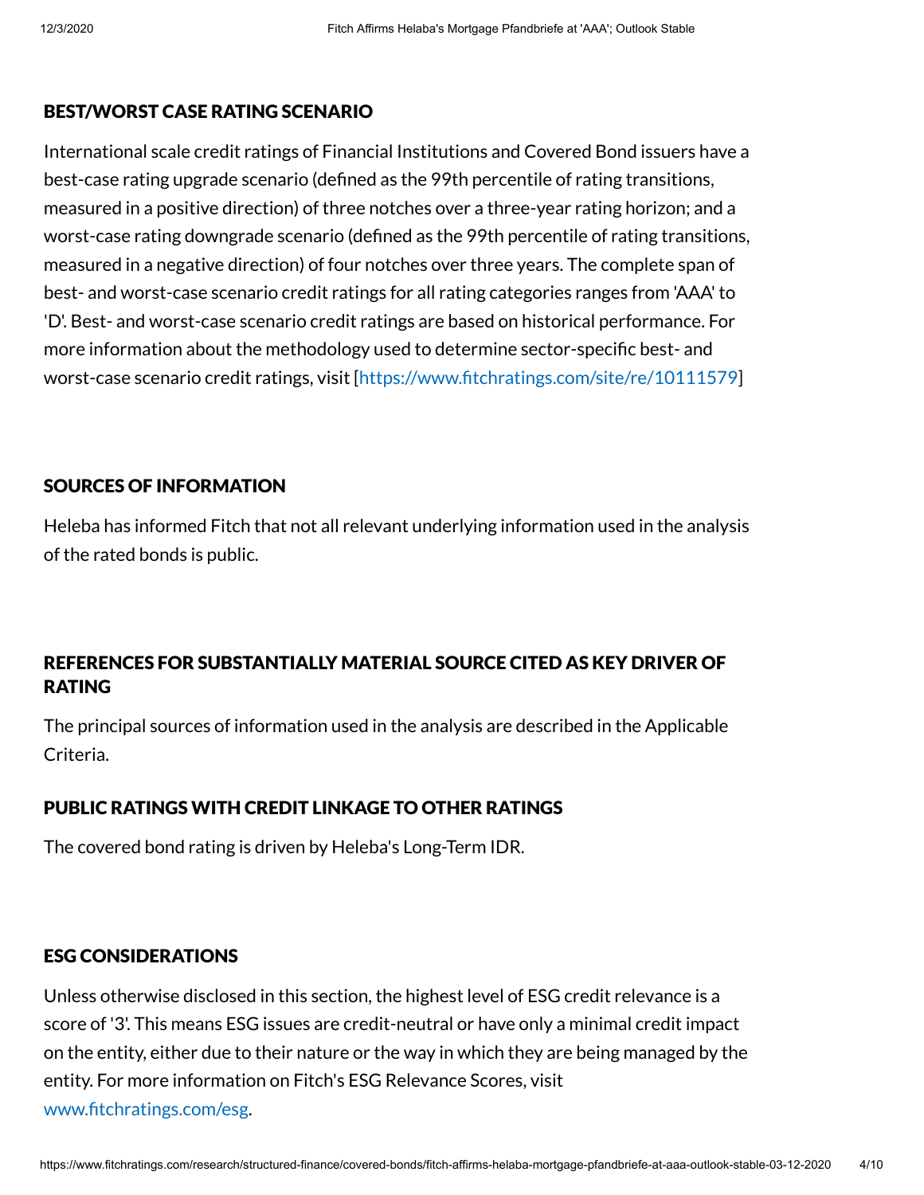### BEST/WORST CASE RATING SCENARIO

International scale credit ratings of Financial Institutions and Covered Bond issuers have a best-case rating upgrade scenario (defined as the 99th percentile of rating transitions, measured in a positive direction) of three notches over a three-year rating horizon; and a worst-case rating downgrade scenario (defined as the 99th percentile of rating transitions, measured in a negative direction) of four notches over three years. The complete span of best- and worst-case scenario credit ratings for all rating categories ranges from 'AAA' to 'D'. Best- and worst-case scenario credit ratings are based on historical performance. For more information about the methodology used to determine sector-specific best- and worst-case scenario credit ratings, visit [https://www.fitchratings.com/site/re/10111579]

### SOURCES OF INFORMATION

Heleba has informed Fitch that not all relevant underlying information used in the analysis of the rated bonds is public.

### REFERENCES FOR SUBSTANTIALLY MATERIAL SOURCE CITED AS KEY DRIVER OF RATING

The principal sources of information used in the analysis are described in the Applicable Criteria.

### PUBLIC RATINGS WITH CREDIT LINKAGE TO OTHER RATINGS

The covered bond rating is driven by Heleba's Long-Term IDR.

### ESG CONSIDERATIONS

Unless otherwise disclosed in this section, the highest level of ESG credit relevance is a score of '3'. This means ESG issues are credit-neutral or have only a minimal credit impact on the entity, either due to their nature or the way in which they are being managed by the entity. For more information on Fitch's ESG Relevance Scores, visit www.fitchratings.com/esg.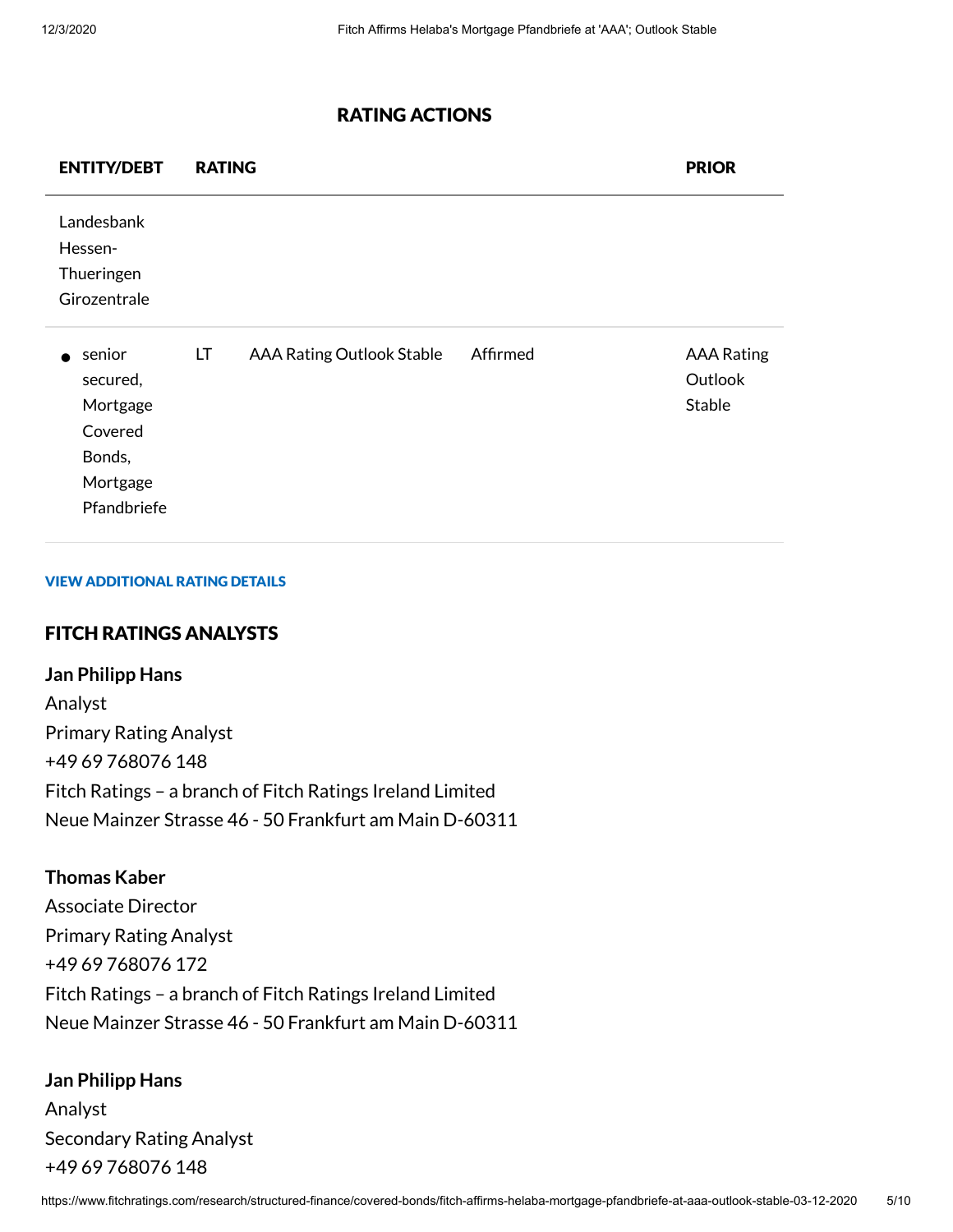## RATING ACTIONS

| ENTITY/DEBT | RATING | | | PRIOR |
|---|---|---|---|---|
| Landesbank Hessen-Thueringen Girozentrale | | | | |
| • senior secured, Mortgage Covered Bonds, Mortgage Pfandbriefe | LT | AAA Rating Outlook Stable | Affirmed | AAA Rating Outlook Stable |

VIEW ADDITIONAL RATING DETAILS

## FITCH RATINGS ANALYSTS

**Jan Philipp Hans**
Analyst
Primary Rating Analyst
+49 69 768076 148
Fitch Ratings – a branch of Fitch Ratings Ireland Limited
Neue Mainzer Strasse 46 - 50 Frankfurt am Main D-60311

**Thomas Kaber**
Associate Director
Primary Rating Analyst
+49 69 768076 172
Fitch Ratings – a branch of Fitch Ratings Ireland Limited
Neue Mainzer Strasse 46 - 50 Frankfurt am Main D-60311

**Jan Philipp Hans**
Analyst
Secondary Rating Analyst
+49 69 768076 148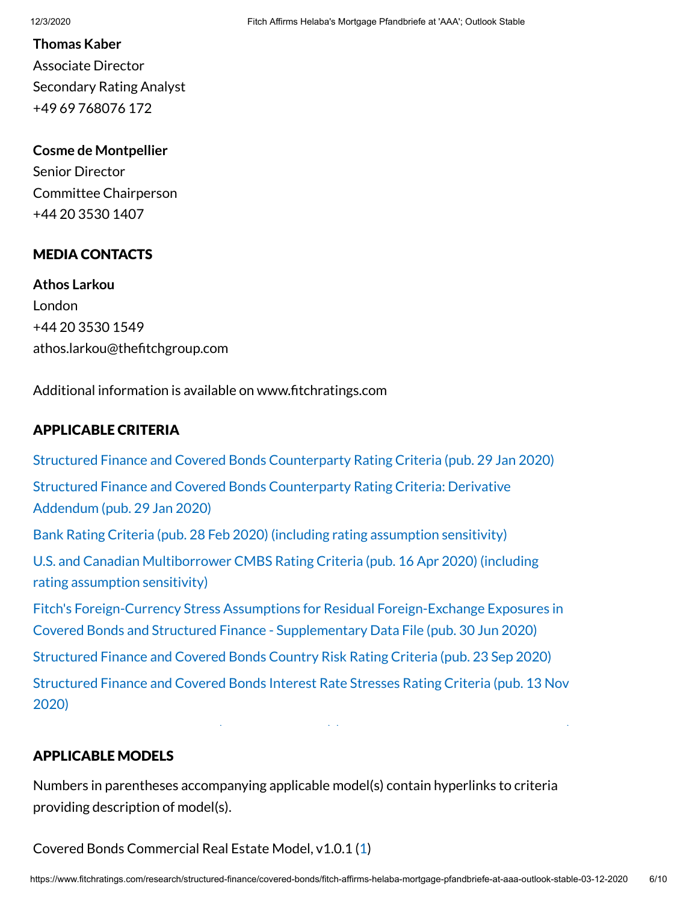**Thomas Kaber**
Associate Director
Secondary Rating Analyst
+49 69 768076 172

**Cosme de Montpellier**
Senior Director
Committee Chairperson
+44 20 3530 1407

## MEDIA CONTACTS

**Athos Larkou**
London
+44 20 3530 1549
athos.larkou@thefitchgroup.com

Additional information is available on www.fitchratings.com

## APPLICABLE CRITERIA

Structured Finance and Covered Bonds Counterparty Rating Criteria (pub. 29 Jan 2020)

Structured Finance and Covered Bonds Counterparty Rating Criteria: Derivative Addendum (pub. 29 Jan 2020)

Bank Rating Criteria (pub. 28 Feb 2020) (including rating assumption sensitivity)

U.S. and Canadian Multiborrower CMBS Rating Criteria (pub. 16 Apr 2020) (including rating assumption sensitivity)

Fitch's Foreign-Currency Stress Assumptions for Residual Foreign-Exchange Exposures in Covered Bonds and Structured Finance - Supplementary Data File (pub. 30 Jun 2020)

Structured Finance and Covered Bonds Country Risk Rating Criteria (pub. 23 Sep 2020)

Structured Finance and Covered Bonds Interest Rate Stresses Rating Criteria (pub. 13 Nov 2020)

## APPLICABLE MODELS

Numbers in parentheses accompanying applicable model(s) contain hyperlinks to criteria providing description of model(s).

Covered Bonds Commercial Real Estate Model, v1.0.1 (1)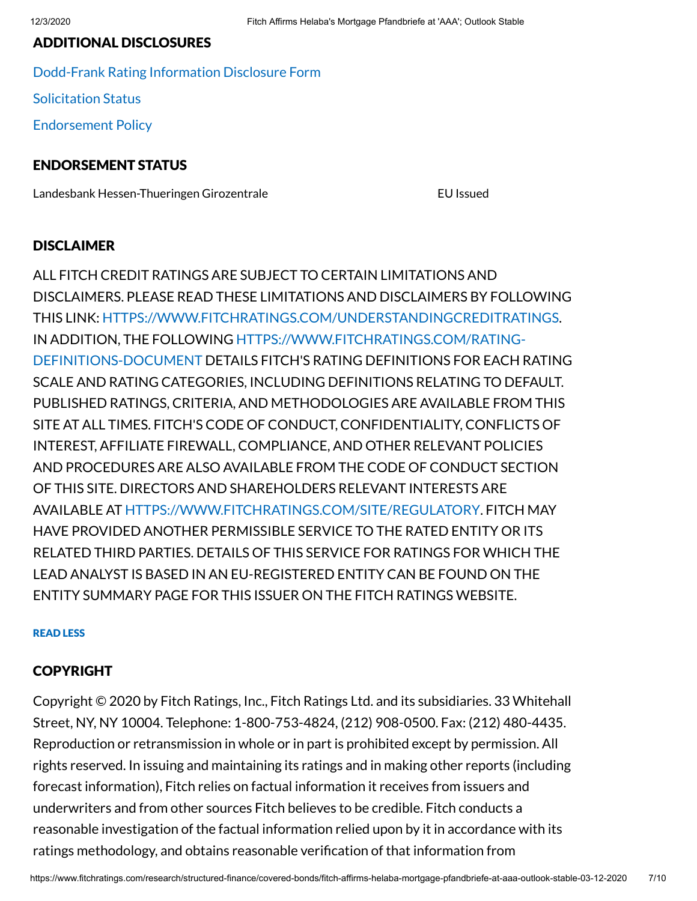## ADDITIONAL DISCLOSURES

Dodd-Frank Rating Information Disclosure Form

Solicitation Status

Endorsement Policy

## ENDORSEMENT STATUS

| Landesbank Hessen-Thueringen Girozentrale | EU Issued |
|---|---|

## DISCLAIMER

ALL FITCH CREDIT RATINGS ARE SUBJECT TO CERTAIN LIMITATIONS AND DISCLAIMERS. PLEASE READ THESE LIMITATIONS AND DISCLAIMERS BY FOLLOWING THIS LINK: HTTPS://WWW.FITCHRATINGS.COM/UNDERSTANDINGCREDITRATINGS. IN ADDITION, THE FOLLOWING HTTPS://WWW.FITCHRATINGS.COM/RATING-DEFINITIONS-DOCUMENT DETAILS FITCH'S RATING DEFINITIONS FOR EACH RATING SCALE AND RATING CATEGORIES, INCLUDING DEFINITIONS RELATING TO DEFAULT. PUBLISHED RATINGS, CRITERIA, AND METHODOLOGIES ARE AVAILABLE FROM THIS SITE AT ALL TIMES. FITCH'S CODE OF CONDUCT, CONFIDENTIALITY, CONFLICTS OF INTEREST, AFFILIATE FIREWALL, COMPLIANCE, AND OTHER RELEVANT POLICIES AND PROCEDURES ARE ALSO AVAILABLE FROM THE CODE OF CONDUCT SECTION OF THIS SITE. DIRECTORS AND SHAREHOLDERS RELEVANT INTERESTS ARE AVAILABLE AT HTTPS://WWW.FITCHRATINGS.COM/SITE/REGULATORY. FITCH MAY HAVE PROVIDED ANOTHER PERMISSIBLE SERVICE TO THE RATED ENTITY OR ITS RELATED THIRD PARTIES. DETAILS OF THIS SERVICE FOR RATINGS FOR WHICH THE LEAD ANALYST IS BASED IN AN EU-REGISTERED ENTITY CAN BE FOUND ON THE ENTITY SUMMARY PAGE FOR THIS ISSUER ON THE FITCH RATINGS WEBSITE.

READ LESS

## COPYRIGHT

Copyright © 2020 by Fitch Ratings, Inc., Fitch Ratings Ltd. and its subsidiaries. 33 Whitehall Street, NY, NY 10004. Telephone: 1-800-753-4824, (212) 908-0500. Fax: (212) 480-4435. Reproduction or retransmission in whole or in part is prohibited except by permission. All rights reserved. In issuing and maintaining its ratings and in making other reports (including forecast information), Fitch relies on factual information it receives from issuers and underwriters and from other sources Fitch believes to be credible. Fitch conducts a reasonable investigation of the factual information relied upon by it in accordance with its ratings methodology, and obtains reasonable verification of that information from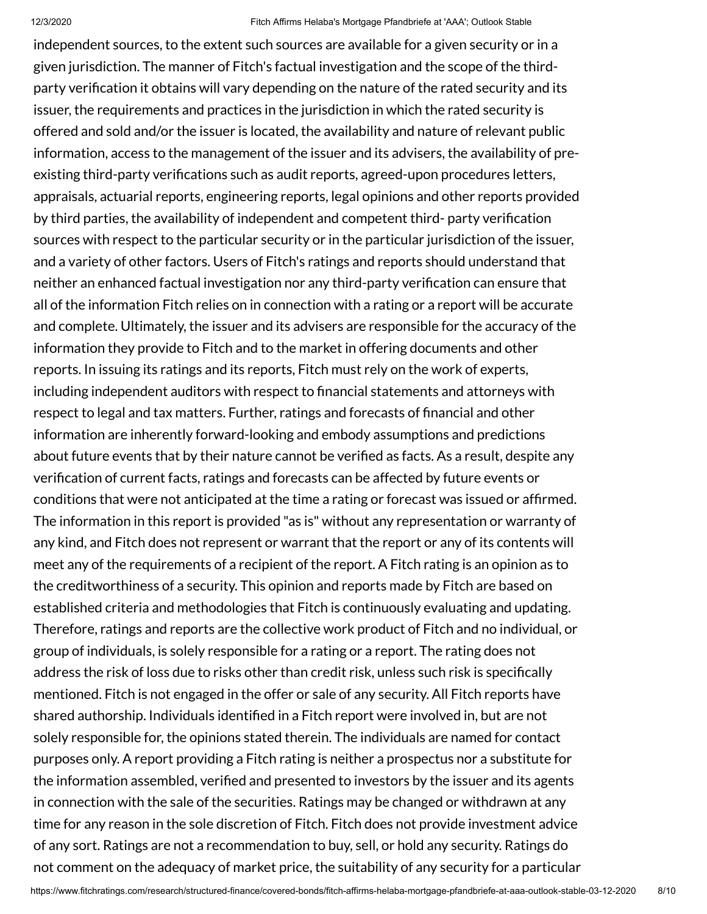independent sources, to the extent such sources are available for a given security or in a given jurisdiction. The manner of Fitch's factual investigation and the scope of the third-party verification it obtains will vary depending on the nature of the rated security and its issuer, the requirements and practices in the jurisdiction in which the rated security is offered and sold and/or the issuer is located, the availability and nature of relevant public information, access to the management of the issuer and its advisers, the availability of pre-existing third-party verifications such as audit reports, agreed-upon procedures letters, appraisals, actuarial reports, engineering reports, legal opinions and other reports provided by third parties, the availability of independent and competent third- party verification sources with respect to the particular security or in the particular jurisdiction of the issuer, and a variety of other factors. Users of Fitch's ratings and reports should understand that neither an enhanced factual investigation nor any third-party verification can ensure that all of the information Fitch relies on in connection with a rating or a report will be accurate and complete. Ultimately, the issuer and its advisers are responsible for the accuracy of the information they provide to Fitch and to the market in offering documents and other reports. In issuing its ratings and its reports, Fitch must rely on the work of experts, including independent auditors with respect to financial statements and attorneys with respect to legal and tax matters. Further, ratings and forecasts of financial and other information are inherently forward-looking and embody assumptions and predictions about future events that by their nature cannot be verified as facts. As a result, despite any verification of current facts, ratings and forecasts can be affected by future events or conditions that were not anticipated at the time a rating or forecast was issued or affirmed. The information in this report is provided "as is" without any representation or warranty of any kind, and Fitch does not represent or warrant that the report or any of its contents will meet any of the requirements of a recipient of the report. A Fitch rating is an opinion as to the creditworthiness of a security. This opinion and reports made by Fitch are based on established criteria and methodologies that Fitch is continuously evaluating and updating. Therefore, ratings and reports are the collective work product of Fitch and no individual, or group of individuals, is solely responsible for a rating or a report. The rating does not address the risk of loss due to risks other than credit risk, unless such risk is specifically mentioned. Fitch is not engaged in the offer or sale of any security. All Fitch reports have shared authorship. Individuals identified in a Fitch report were involved in, but are not solely responsible for, the opinions stated therein. The individuals are named for contact purposes only. A report providing a Fitch rating is neither a prospectus nor a substitute for the information assembled, verified and presented to investors by the issuer and its agents in connection with the sale of the securities. Ratings may be changed or withdrawn at any time for any reason in the sole discretion of Fitch. Fitch does not provide investment advice of any sort. Ratings are not a recommendation to buy, sell, or hold any security. Ratings do not comment on the adequacy of market price, the suitability of any security for a particular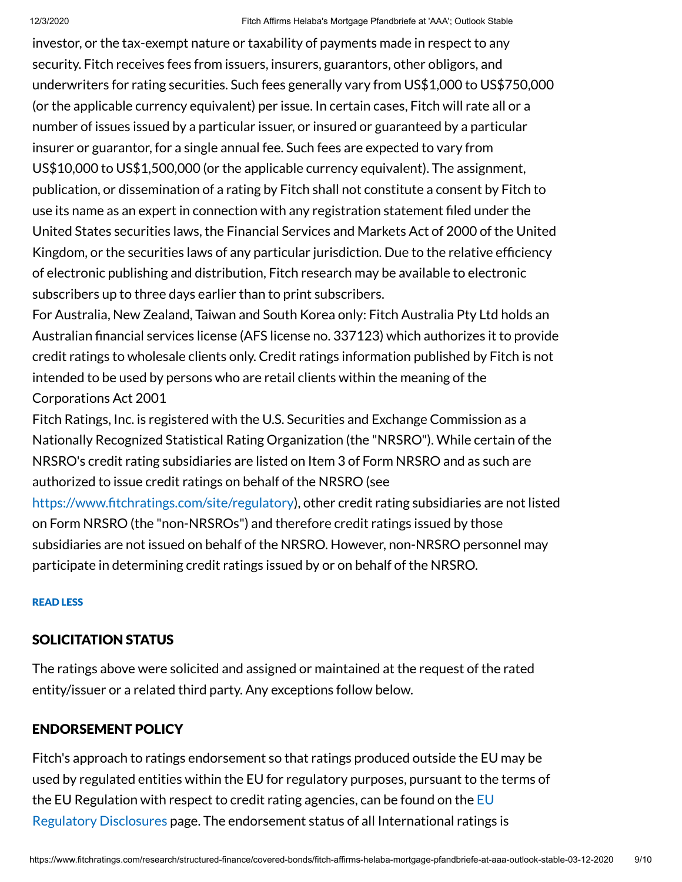investor, or the tax-exempt nature or taxability of payments made in respect to any security. Fitch receives fees from issuers, insurers, guarantors, other obligors, and underwriters for rating securities. Such fees generally vary from US$1,000 to US$750,000 (or the applicable currency equivalent) per issue. In certain cases, Fitch will rate all or a number of issues issued by a particular issuer, or insured or guaranteed by a particular insurer or guarantor, for a single annual fee. Such fees are expected to vary from US$10,000 to US$1,500,000 (or the applicable currency equivalent). The assignment, publication, or dissemination of a rating by Fitch shall not constitute a consent by Fitch to use its name as an expert in connection with any registration statement filed under the United States securities laws, the Financial Services and Markets Act of 2000 of the United Kingdom, or the securities laws of any particular jurisdiction. Due to the relative efficiency of electronic publishing and distribution, Fitch research may be available to electronic subscribers up to three days earlier than to print subscribers.

For Australia, New Zealand, Taiwan and South Korea only: Fitch Australia Pty Ltd holds an Australian financial services license (AFS license no. 337123) which authorizes it to provide credit ratings to wholesale clients only. Credit ratings information published by Fitch is not intended to be used by persons who are retail clients within the meaning of the Corporations Act 2001

Fitch Ratings, Inc. is registered with the U.S. Securities and Exchange Commission as a Nationally Recognized Statistical Rating Organization (the "NRSRO"). While certain of the NRSRO's credit rating subsidiaries are listed on Item 3 of Form NRSRO and as such are authorized to issue credit ratings on behalf of the NRSRO (see https://www.fitchratings.com/site/regulatory), other credit rating subsidiaries are not listed on Form NRSRO (the "non-NRSROs") and therefore credit ratings issued by those subsidiaries are not issued on behalf of the NRSRO. However, non-NRSRO personnel may participate in determining credit ratings issued by or on behalf of the NRSRO.

READ LESS

## SOLICITATION STATUS

The ratings above were solicited and assigned or maintained at the request of the rated entity/issuer or a related third party. Any exceptions follow below.

## ENDORSEMENT POLICY

Fitch's approach to ratings endorsement so that ratings produced outside the EU may be used by regulated entities within the EU for regulatory purposes, pursuant to the terms of the EU Regulation with respect to credit rating agencies, can be found on the EU Regulatory Disclosures page. The endorsement status of all International ratings is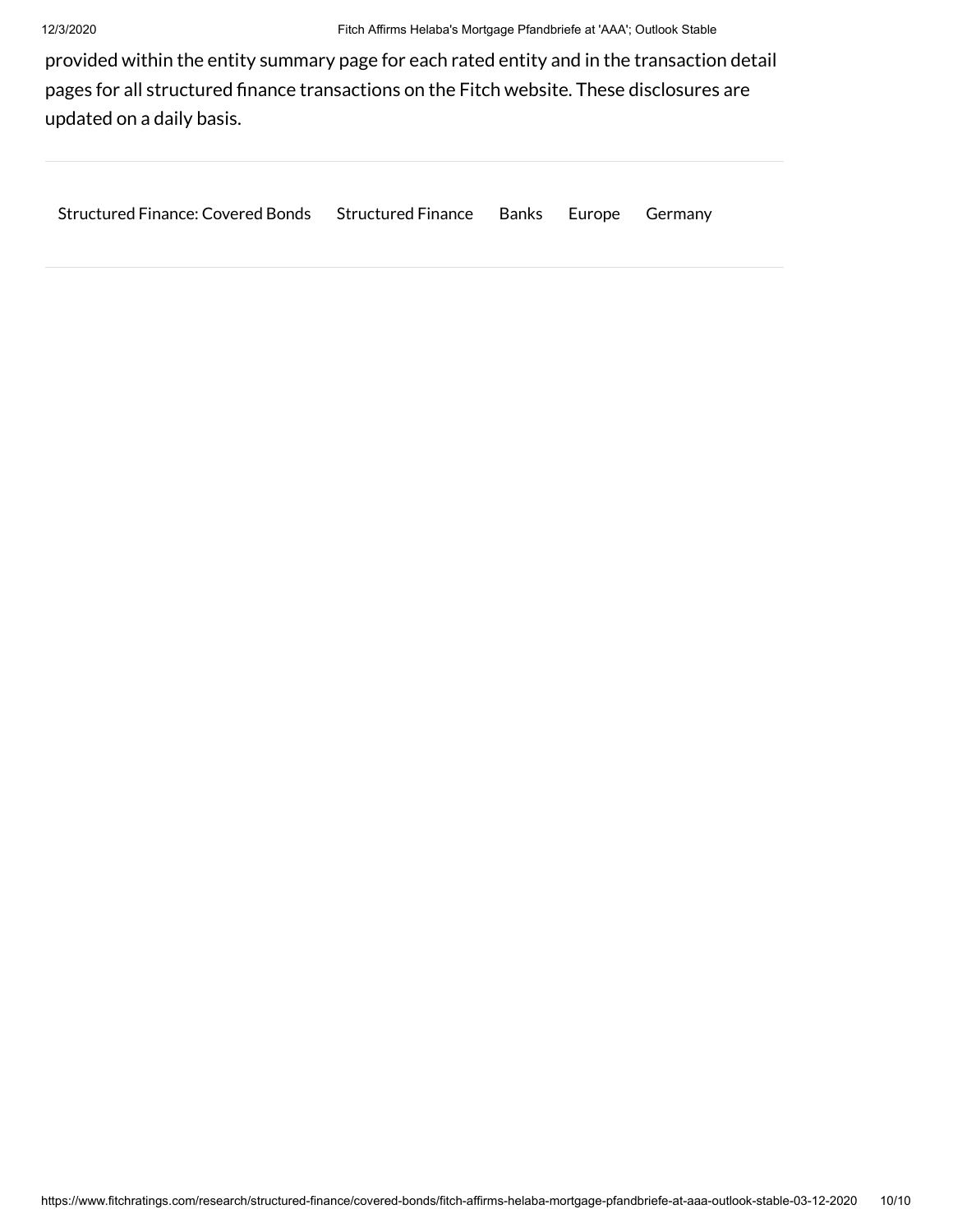provided within the entity summary page for each rated entity and in the transaction detail pages for all structured finance transactions on the Fitch website. These disclosures are updated on a daily basis.

Structured Finance: Covered Bonds Structured Finance Banks Europe Germany